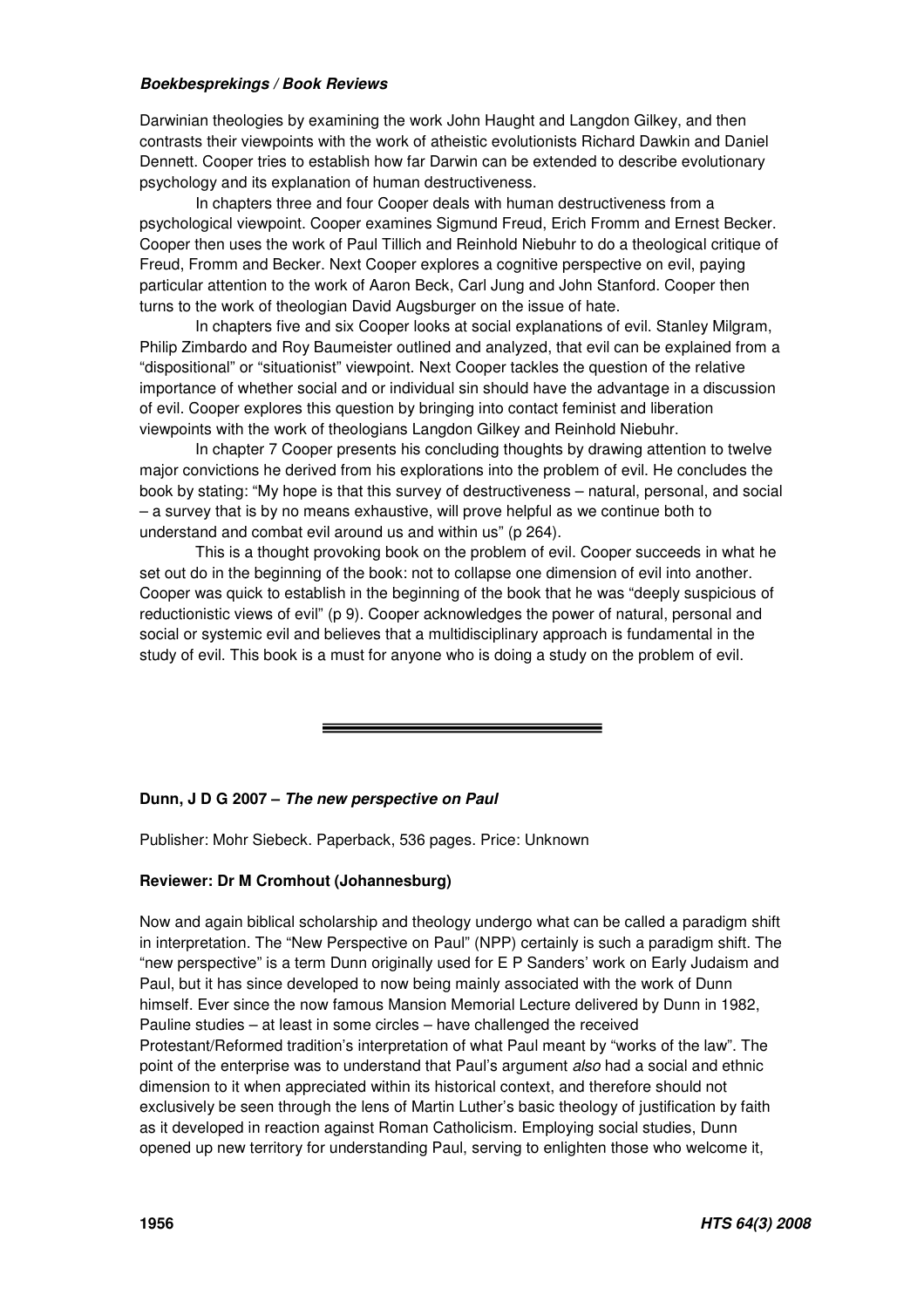Darwinian theologies by examining the work John Haught and Langdon Gilkey, and then contrasts their viewpoints with the work of atheistic evolutionists Richard Dawkin and Daniel Dennett. Cooper tries to establish how far Darwin can be extended to describe evolutionary psychology and its explanation of human destructiveness.

In chapters three and four Cooper deals with human destructiveness from a psychological viewpoint. Cooper examines Sigmund Freud, Erich Fromm and Ernest Becker. Cooper then uses the work of Paul Tillich and Reinhold Niebuhr to do a theological critique of Freud, Fromm and Becker. Next Cooper explores a cognitive perspective on evil, paying particular attention to the work of Aaron Beck, Carl Jung and John Stanford. Cooper then turns to the work of theologian David Augsburger on the issue of hate.

In chapters five and six Cooper looks at social explanations of evil. Stanley Milgram, Philip Zimbardo and Roy Baumeister outlined and analyzed, that evil can be explained from a "dispositional" or "situationist" viewpoint. Next Cooper tackles the question of the relative importance of whether social and or individual sin should have the advantage in a discussion of evil. Cooper explores this question by bringing into contact feminist and liberation viewpoints with the work of theologians Langdon Gilkey and Reinhold Niebuhr.

In chapter 7 Cooper presents his concluding thoughts by drawing attention to twelve major convictions he derived from his explorations into the problem of evil. He concludes the book by stating: "My hope is that this survey of destructiveness – natural, personal, and social – a survey that is by no means exhaustive, will prove helpful as we continue both to understand and combat evil around us and within us" (p 264).

This is a thought provoking book on the problem of evil. Cooper succeeds in what he set out do in the beginning of the book: not to collapse one dimension of evil into another. Cooper was quick to establish in the beginning of the book that he was "deeply suspicious of reductionistic views of evil" (p 9). Cooper acknowledges the power of natural, personal and social or systemic evil and believes that a multidisciplinary approach is fundamental in the study of evil. This book is a must for anyone who is doing a study on the problem of evil.

---

**Dunn, J D G 2007 – *The new perspective on Paul***

Publisher: Mohr Siebeck. Paperback, 536 pages. Price: Unknown

**Reviewer: Dr M Cromhout (Johannesburg)**

Now and again biblical scholarship and theology undergo what can be called a paradigm shift in interpretation. The "New Perspective on Paul" (NPP) certainly is such a paradigm shift. The "new perspective" is a term Dunn originally used for E P Sanders' work on Early Judaism and Paul, but it has since developed to now being mainly associated with the work of Dunn himself. Ever since the now famous Mansion Memorial Lecture delivered by Dunn in 1982, Pauline studies – at least in some circles – have challenged the received Protestant/Reformed tradition's interpretation of what Paul meant by "works of the law". The point of the enterprise was to understand that Paul's argument *also* had a social and ethnic dimension to it when appreciated within its historical context, and therefore should not exclusively be seen through the lens of Martin Luther's basic theology of justification by faith as it developed in reaction against Roman Catholicism. Employing social studies, Dunn opened up new territory for understanding Paul, serving to enlighten those who welcome it,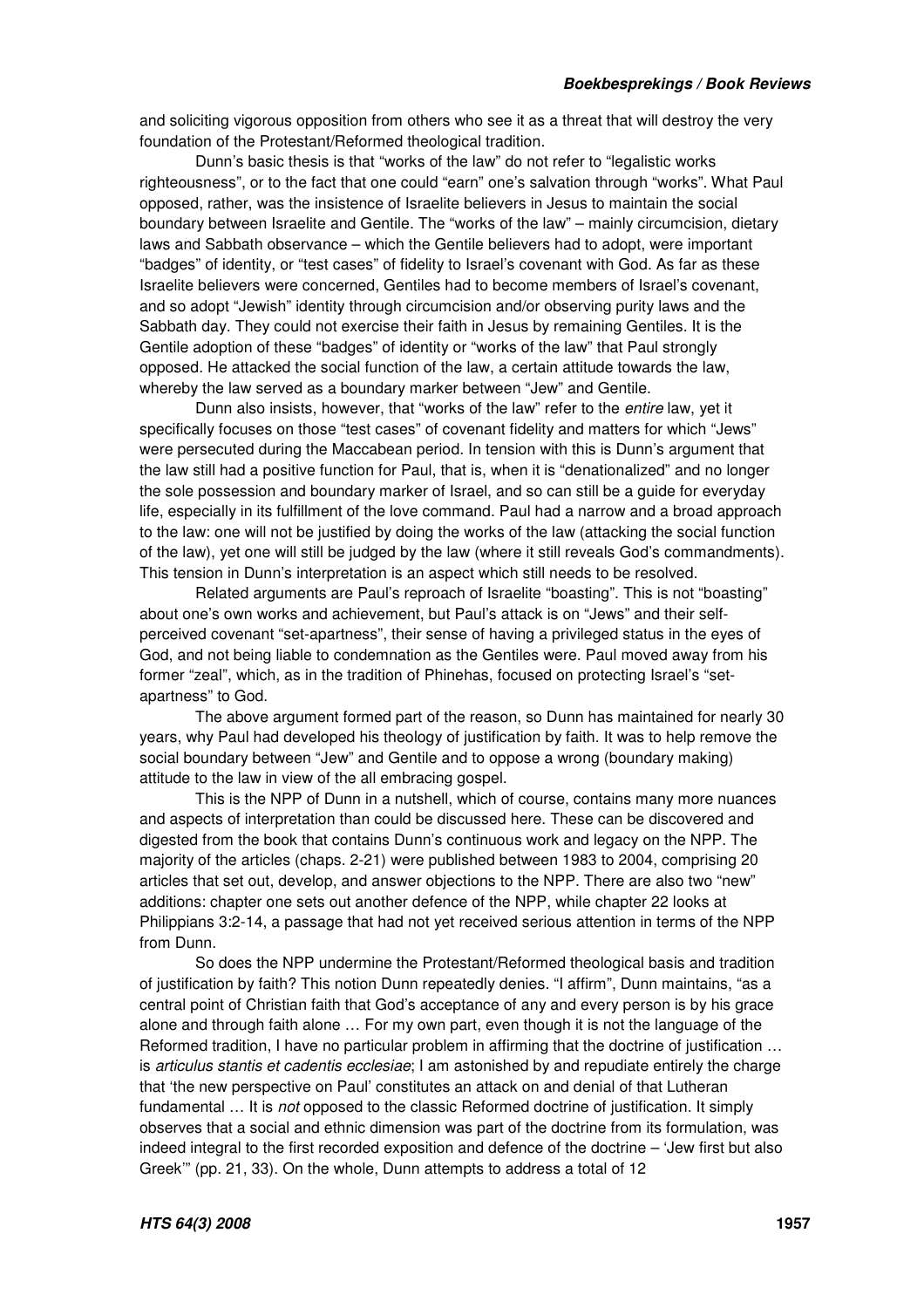and soliciting vigorous opposition from others who see it as a threat that will destroy the very foundation of the Protestant/Reformed theological tradition.

Dunn's basic thesis is that "works of the law" do not refer to "legalistic works righteousness", or to the fact that one could "earn" one's salvation through "works". What Paul opposed, rather, was the insistence of Israelite believers in Jesus to maintain the social boundary between Israelite and Gentile. The "works of the law" – mainly circumcision, dietary laws and Sabbath observance – which the Gentile believers had to adopt, were important "badges" of identity, or "test cases" of fidelity to Israel's covenant with God. As far as these Israelite believers were concerned, Gentiles had to become members of Israel's covenant, and so adopt "Jewish" identity through circumcision and/or observing purity laws and the Sabbath day. They could not exercise their faith in Jesus by remaining Gentiles. It is the Gentile adoption of these "badges" of identity or "works of the law" that Paul strongly opposed. He attacked the social function of the law, a certain attitude towards the law, whereby the law served as a boundary marker between "Jew" and Gentile.

Dunn also insists, however, that "works of the law" refer to the *entire* law, yet it specifically focuses on those "test cases" of covenant fidelity and matters for which "Jews" were persecuted during the Maccabean period. In tension with this is Dunn's argument that the law still had a positive function for Paul, that is, when it is "denationalized" and no longer the sole possession and boundary marker of Israel, and so can still be a guide for everyday life, especially in its fulfillment of the love command. Paul had a narrow and a broad approach to the law: one will not be justified by doing the works of the law (attacking the social function of the law), yet one will still be judged by the law (where it still reveals God's commandments). This tension in Dunn's interpretation is an aspect which still needs to be resolved.

Related arguments are Paul's reproach of Israelite "boasting". This is not "boasting" about one's own works and achievement, but Paul's attack is on "Jews" and their self-perceived covenant "set-apartness", their sense of having a privileged status in the eyes of God, and not being liable to condemnation as the Gentiles were. Paul moved away from his former "zeal", which, as in the tradition of Phinehas, focused on protecting Israel's "set-apartness" to God.

The above argument formed part of the reason, so Dunn has maintained for nearly 30 years, why Paul had developed his theology of justification by faith. It was to help remove the social boundary between "Jew" and Gentile and to oppose a wrong (boundary making) attitude to the law in view of the all embracing gospel.

This is the NPP of Dunn in a nutshell, which of course, contains many more nuances and aspects of interpretation than could be discussed here. These can be discovered and digested from the book that contains Dunn's continuous work and legacy on the NPP. The majority of the articles (chaps. 2-21) were published between 1983 to 2004, comprising 20 articles that set out, develop, and answer objections to the NPP. There are also two "new" additions: chapter one sets out another defence of the NPP, while chapter 22 looks at Philippians 3:2-14, a passage that had not yet received serious attention in terms of the NPP from Dunn.

So does the NPP undermine the Protestant/Reformed theological basis and tradition of justification by faith? This notion Dunn repeatedly denies. "I affirm", Dunn maintains, "as a central point of Christian faith that God's acceptance of any and every person is by his grace alone and through faith alone … For my own part, even though it is not the language of the Reformed tradition, I have no particular problem in affirming that the doctrine of justification … is *articulus stantis et cadentis ecclesiae*; I am astonished by and repudiate entirely the charge that 'the new perspective on Paul' constitutes an attack on and denial of that Lutheran fundamental … It is *not* opposed to the classic Reformed doctrine of justification. It simply observes that a social and ethnic dimension was part of the doctrine from its formulation, was indeed integral to the first recorded exposition and defence of the doctrine – 'Jew first but also Greek'" (pp. 21, 33). On the whole, Dunn attempts to address a total of 12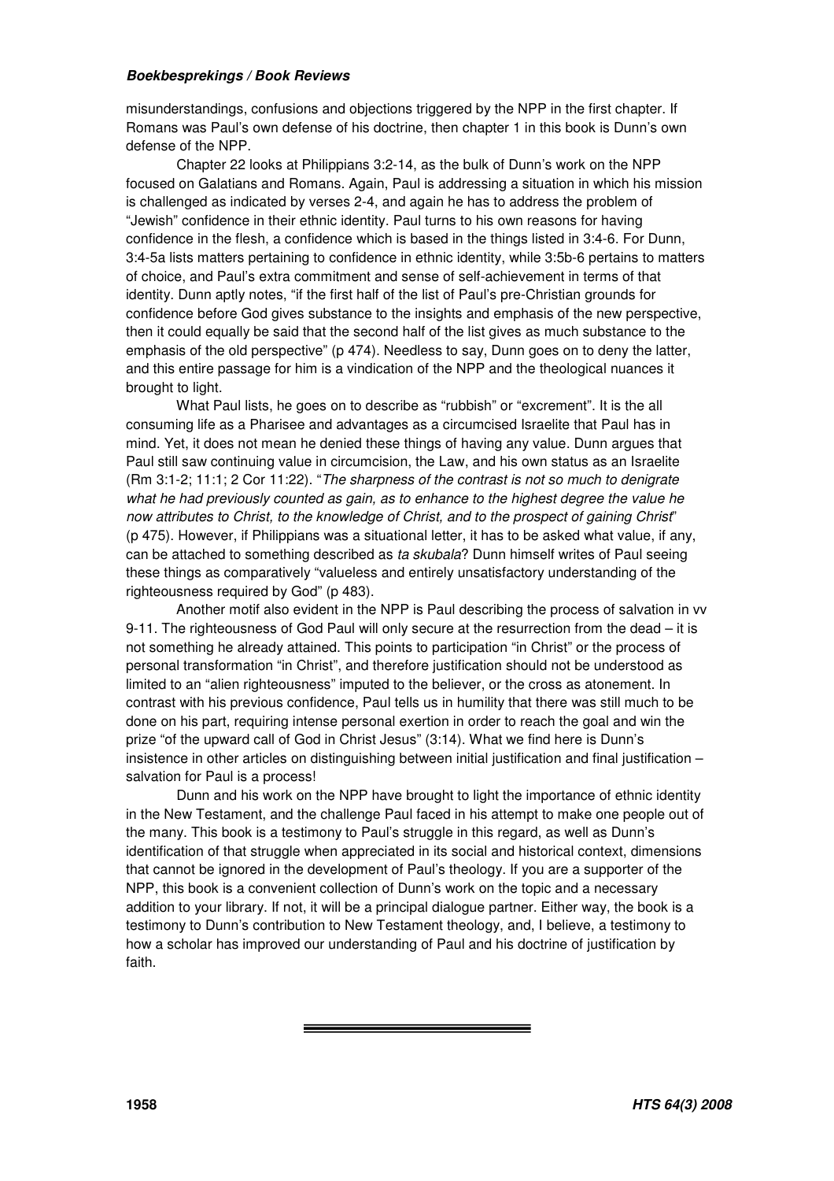misunderstandings, confusions and objections triggered by the NPP in the first chapter. If Romans was Paul's own defense of his doctrine, then chapter 1 in this book is Dunn's own defense of the NPP.

Chapter 22 looks at Philippians 3:2-14, as the bulk of Dunn's work on the NPP focused on Galatians and Romans. Again, Paul is addressing a situation in which his mission is challenged as indicated by verses 2-4, and again he has to address the problem of "Jewish" confidence in their ethnic identity. Paul turns to his own reasons for having confidence in the flesh, a confidence which is based in the things listed in 3:4-6. For Dunn, 3:4-5a lists matters pertaining to confidence in ethnic identity, while 3:5b-6 pertains to matters of choice, and Paul's extra commitment and sense of self-achievement in terms of that identity. Dunn aptly notes, "if the first half of the list of Paul's pre-Christian grounds for confidence before God gives substance to the insights and emphasis of the new perspective, then it could equally be said that the second half of the list gives as much substance to the emphasis of the old perspective" (p 474). Needless to say, Dunn goes on to deny the latter, and this entire passage for him is a vindication of the NPP and the theological nuances it brought to light.

What Paul lists, he goes on to describe as "rubbish" or "excrement". It is the all consuming life as a Pharisee and advantages as a circumcised Israelite that Paul has in mind. Yet, it does not mean he denied these things of having any value. Dunn argues that Paul still saw continuing value in circumcision, the Law, and his own status as an Israelite (Rm 3:1-2; 11:1; 2 Cor 11:22). "*The sharpness of the contrast is not so much to denigrate what he had previously counted as gain, as to enhance to the highest degree the value he now attributes to Christ, to the knowledge of Christ, and to the prospect of gaining Christ*" (p 475). However, if Philippians was a situational letter, it has to be asked what value, if any, can be attached to something described as *ta skubala*? Dunn himself writes of Paul seeing these things as comparatively "valueless and entirely unsatisfactory understanding of the righteousness required by God" (p 483).

Another motif also evident in the NPP is Paul describing the process of salvation in vv 9-11. The righteousness of God Paul will only secure at the resurrection from the dead – it is not something he already attained. This points to participation "in Christ" or the process of personal transformation "in Christ", and therefore justification should not be understood as limited to an "alien righteousness" imputed to the believer, or the cross as atonement. In contrast with his previous confidence, Paul tells us in humility that there was still much to be done on his part, requiring intense personal exertion in order to reach the goal and win the prize "of the upward call of God in Christ Jesus" (3:14). What we find here is Dunn's insistence in other articles on distinguishing between initial justification and final justification – salvation for Paul is a process!

Dunn and his work on the NPP have brought to light the importance of ethnic identity in the New Testament, and the challenge Paul faced in his attempt to make one people out of the many. This book is a testimony to Paul's struggle in this regard, as well as Dunn's identification of that struggle when appreciated in its social and historical context, dimensions that cannot be ignored in the development of Paul's theology. If you are a supporter of the NPP, this book is a convenient collection of Dunn's work on the topic and a necessary addition to your library. If not, it will be a principal dialogue partner. Either way, the book is a testimony to Dunn's contribution to New Testament theology, and, I believe, a testimony to how a scholar has improved our understanding of Paul and his doctrine of justification by faith.